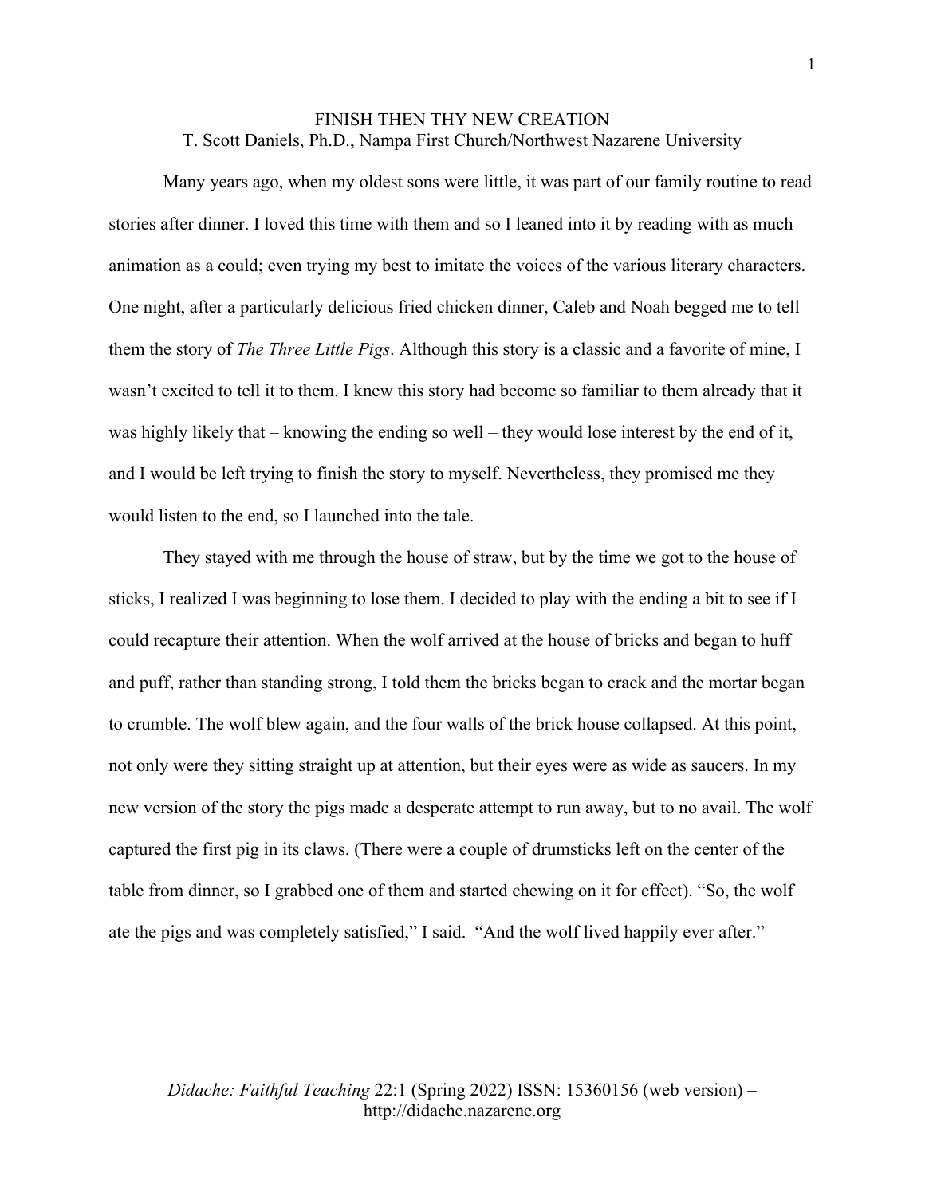# FINISH THEN THY NEW CREATION

T. Scott Daniels, Ph.D., Nampa First Church/Northwest Nazarene University

Many years ago, when my oldest sons were little, it was part of our family routine to read stories after dinner. I loved this time with them and so I leaned into it by reading with as much animation as a could; even trying my best to imitate the voices of the various literary characters. One night, after a particularly delicious fried chicken dinner, Caleb and Noah begged me to tell them the story of *The Three Little Pigs*. Although this story is a classic and a favorite of mine, I wasn't excited to tell it to them. I knew this story had become so familiar to them already that it was highly likely that – knowing the ending so well – they would lose interest by the end of it, and I would be left trying to finish the story to myself. Nevertheless, they promised me they would listen to the end, so I launched into the tale.

They stayed with me through the house of straw, but by the time we got to the house of sticks, I realized I was beginning to lose them. I decided to play with the ending a bit to see if I could recapture their attention. When the wolf arrived at the house of bricks and began to huff and puff, rather than standing strong, I told them the bricks began to crack and the mortar began to crumble. The wolf blew again, and the four walls of the brick house collapsed. At this point, not only were they sitting straight up at attention, but their eyes were as wide as saucers. In my new version of the story the pigs made a desperate attempt to run away, but to no avail. The wolf captured the first pig in its claws. (There were a couple of drumsticks left on the center of the table from dinner, so I grabbed one of them and started chewing on it for effect). "So, the wolf ate the pigs and was completely satisfied," I said. "And the wolf lived happily ever after."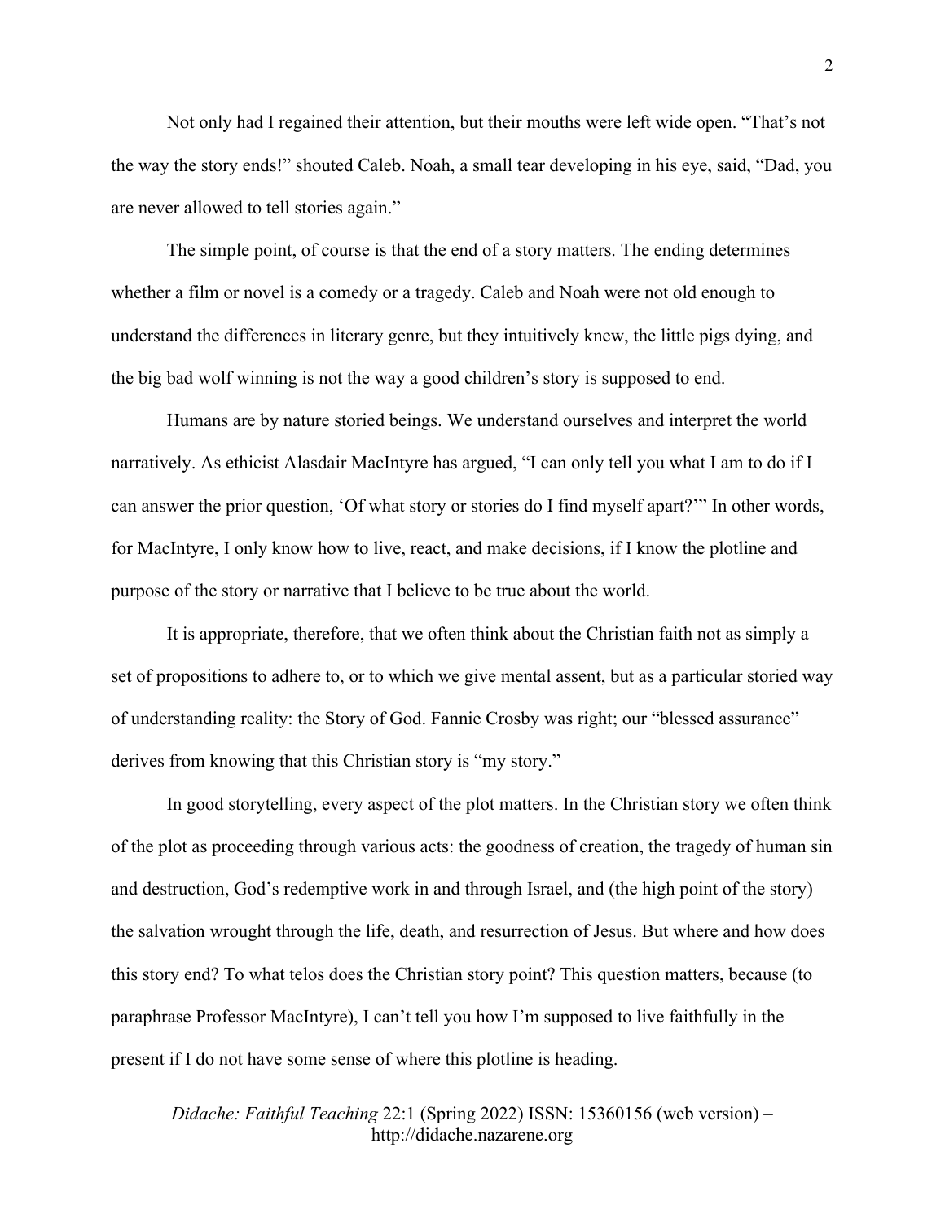Not only had I regained their attention, but their mouths were left wide open. "That's not the way the story ends!" shouted Caleb. Noah, a small tear developing in his eye, said, "Dad, you are never allowed to tell stories again."

The simple point, of course is that the end of a story matters. The ending determines whether a film or novel is a comedy or a tragedy. Caleb and Noah were not old enough to understand the differences in literary genre, but they intuitively knew, the little pigs dying, and the big bad wolf winning is not the way a good children's story is supposed to end.

Humans are by nature storied beings. We understand ourselves and interpret the world narratively. As ethicist Alasdair MacIntyre has argued, "I can only tell you what I am to do if I can answer the prior question, 'Of what story or stories do I find myself apart?'" In other words, for MacIntyre, I only know how to live, react, and make decisions, if I know the plotline and purpose of the story or narrative that I believe to be true about the world.

It is appropriate, therefore, that we often think about the Christian faith not as simply a set of propositions to adhere to, or to which we give mental assent, but as a particular storied way of understanding reality: the Story of God. Fannie Crosby was right; our "blessed assurance" derives from knowing that this Christian story is "my story."

In good storytelling, every aspect of the plot matters. In the Christian story we often think of the plot as proceeding through various acts: the goodness of creation, the tragedy of human sin and destruction, God's redemptive work in and through Israel, and (the high point of the story) the salvation wrought through the life, death, and resurrection of Jesus. But where and how does this story end? To what telos does the Christian story point? This question matters, because (to paraphrase Professor MacIntyre), I can't tell you how I'm supposed to live faithfully in the present if I do not have some sense of where this plotline is heading.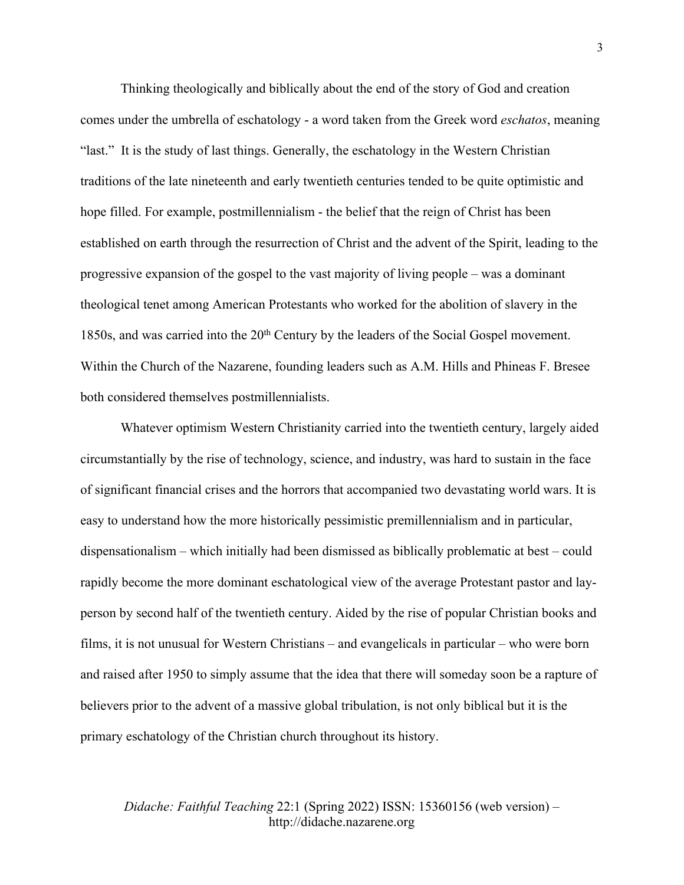Thinking theologically and biblically about the end of the story of God and creation comes under the umbrella of eschatology - a word taken from the Greek word *eschatos*, meaning "last." It is the study of last things. Generally, the eschatology in the Western Christian traditions of the late nineteenth and early twentieth centuries tended to be quite optimistic and hope filled. For example, postmillennialism - the belief that the reign of Christ has been established on earth through the resurrection of Christ and the advent of the Spirit, leading to the progressive expansion of the gospel to the vast majority of living people – was a dominant theological tenet among American Protestants who worked for the abolition of slavery in the 1850s, and was carried into the 20th Century by the leaders of the Social Gospel movement. Within the Church of the Nazarene, founding leaders such as A.M. Hills and Phineas F. Bresee both considered themselves postmillennialists.

Whatever optimism Western Christianity carried into the twentieth century, largely aided circumstantially by the rise of technology, science, and industry, was hard to sustain in the face of significant financial crises and the horrors that accompanied two devastating world wars. It is easy to understand how the more historically pessimistic premillennialism and in particular, dispensationalism – which initially had been dismissed as biblically problematic at best – could rapidly become the more dominant eschatological view of the average Protestant pastor and lay-person by second half of the twentieth century. Aided by the rise of popular Christian books and films, it is not unusual for Western Christians – and evangelicals in particular – who were born and raised after 1950 to simply assume that the idea that there will someday soon be a rapture of believers prior to the advent of a massive global tribulation, is not only biblical but it is the primary eschatology of the Christian church throughout its history.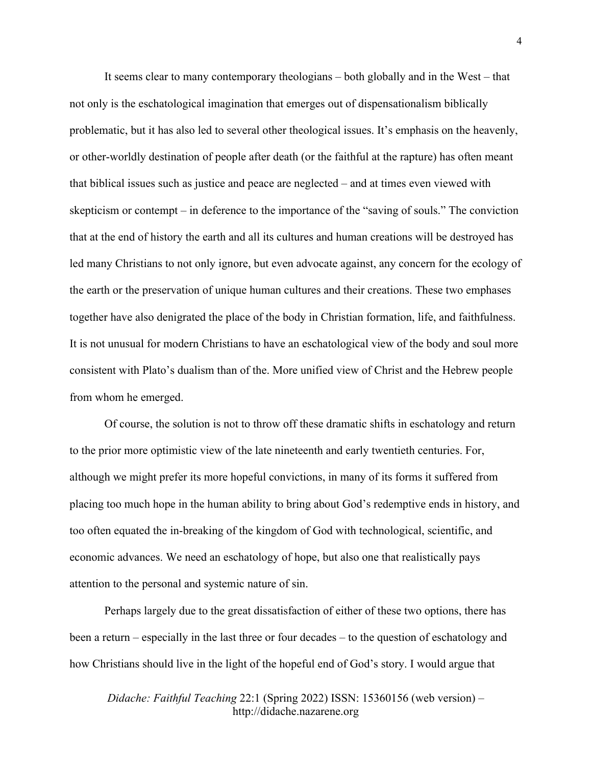It seems clear to many contemporary theologians – both globally and in the West – that not only is the eschatological imagination that emerges out of dispensationalism biblically problematic, but it has also led to several other theological issues. It's emphasis on the heavenly, or other-worldly destination of people after death (or the faithful at the rapture) has often meant that biblical issues such as justice and peace are neglected – and at times even viewed with skepticism or contempt – in deference to the importance of the "saving of souls." The conviction that at the end of history the earth and all its cultures and human creations will be destroyed has led many Christians to not only ignore, but even advocate against, any concern for the ecology of the earth or the preservation of unique human cultures and their creations. These two emphases together have also denigrated the place of the body in Christian formation, life, and faithfulness. It is not unusual for modern Christians to have an eschatological view of the body and soul more consistent with Plato's dualism than of the. More unified view of Christ and the Hebrew people from whom he emerged.

Of course, the solution is not to throw off these dramatic shifts in eschatology and return to the prior more optimistic view of the late nineteenth and early twentieth centuries. For, although we might prefer its more hopeful convictions, in many of its forms it suffered from placing too much hope in the human ability to bring about God's redemptive ends in history, and too often equated the in-breaking of the kingdom of God with technological, scientific, and economic advances. We need an eschatology of hope, but also one that realistically pays attention to the personal and systemic nature of sin.

Perhaps largely due to the great dissatisfaction of either of these two options, there has been a return – especially in the last three or four decades – to the question of eschatology and how Christians should live in the light of the hopeful end of God's story. I would argue that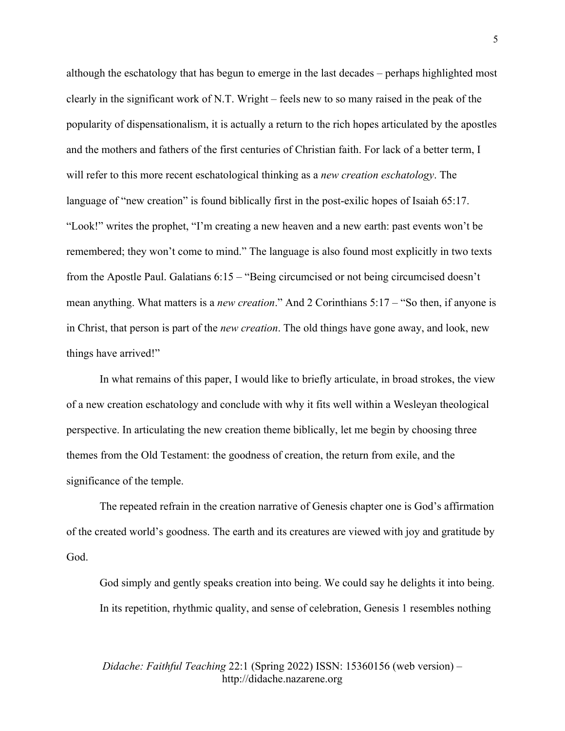although the eschatology that has begun to emerge in the last decades – perhaps highlighted most clearly in the significant work of N.T. Wright – feels new to so many raised in the peak of the popularity of dispensationalism, it is actually a return to the rich hopes articulated by the apostles and the mothers and fathers of the first centuries of Christian faith. For lack of a better term, I will refer to this more recent eschatological thinking as a *new creation eschatology*. The language of "new creation" is found biblically first in the post-exilic hopes of Isaiah 65:17. "Look!" writes the prophet, "I'm creating a new heaven and a new earth: past events won't be remembered; they won't come to mind." The language is also found most explicitly in two texts from the Apostle Paul. Galatians 6:15 – "Being circumcised or not being circumcised doesn't mean anything. What matters is a *new creation*." And 2 Corinthians 5:17 – "So then, if anyone is in Christ, that person is part of the *new creation*. The old things have gone away, and look, new things have arrived!"

In what remains of this paper, I would like to briefly articulate, in broad strokes, the view of a new creation eschatology and conclude with why it fits well within a Wesleyan theological perspective. In articulating the new creation theme biblically, let me begin by choosing three themes from the Old Testament: the goodness of creation, the return from exile, and the significance of the temple.

The repeated refrain in the creation narrative of Genesis chapter one is God's affirmation of the created world's goodness. The earth and its creatures are viewed with joy and gratitude by God.

> God simply and gently speaks creation into being. We could say he delights it into being. In its repetition, rhythmic quality, and sense of celebration, Genesis 1 resembles nothing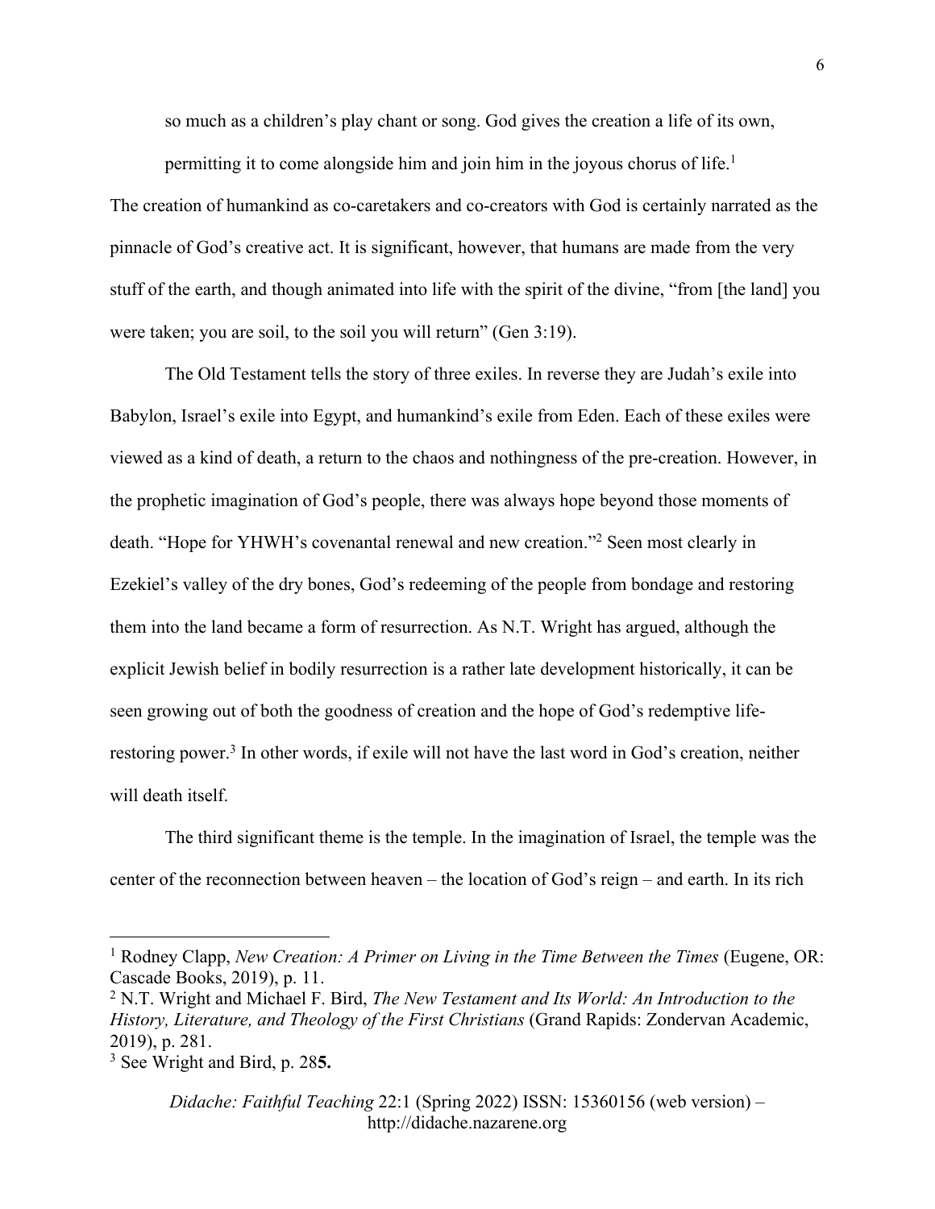> so much as a children's play chant or song. God gives the creation a life of its own, permitting it to come alongside him and join him in the joyous chorus of life.[1]

The creation of humankind as co-caretakers and co-creators with God is certainly narrated as the pinnacle of God's creative act. It is significant, however, that humans are made from the very stuff of the earth, and though animated into life with the spirit of the divine, "from [the land] you were taken; you are soil, to the soil you will return" (Gen 3:19).

The Old Testament tells the story of three exiles. In reverse they are Judah's exile into Babylon, Israel's exile into Egypt, and humankind's exile from Eden. Each of these exiles were viewed as a kind of death, a return to the chaos and nothingness of the pre-creation. However, in the prophetic imagination of God's people, there was always hope beyond those moments of death. "Hope for YHWH's covenantal renewal and new creation."[2] Seen most clearly in Ezekiel's valley of the dry bones, God's redeeming of the people from bondage and restoring them into the land became a form of resurrection. As N.T. Wright has argued, although the explicit Jewish belief in bodily resurrection is a rather late development historically, it can be seen growing out of both the goodness of creation and the hope of God's redemptive life-restoring power.[3] In other words, if exile will not have the last word in God's creation, neither will death itself.

The third significant theme is the temple. In the imagination of Israel, the temple was the center of the reconnection between heaven – the location of God's reign – and earth. In its rich

---

[1] Rodney Clapp, *New Creation: A Primer on Living in the Time Between the Times* (Eugene, OR: Cascade Books, 2019), p. 11.

[2] N.T. Wright and Michael F. Bird, *The New Testament and Its World: An Introduction to the History, Literature, and Theology of the First Christians* (Grand Rapids: Zondervan Academic, 2019), p. 281.

[3] See Wright and Bird, p. 28**5.**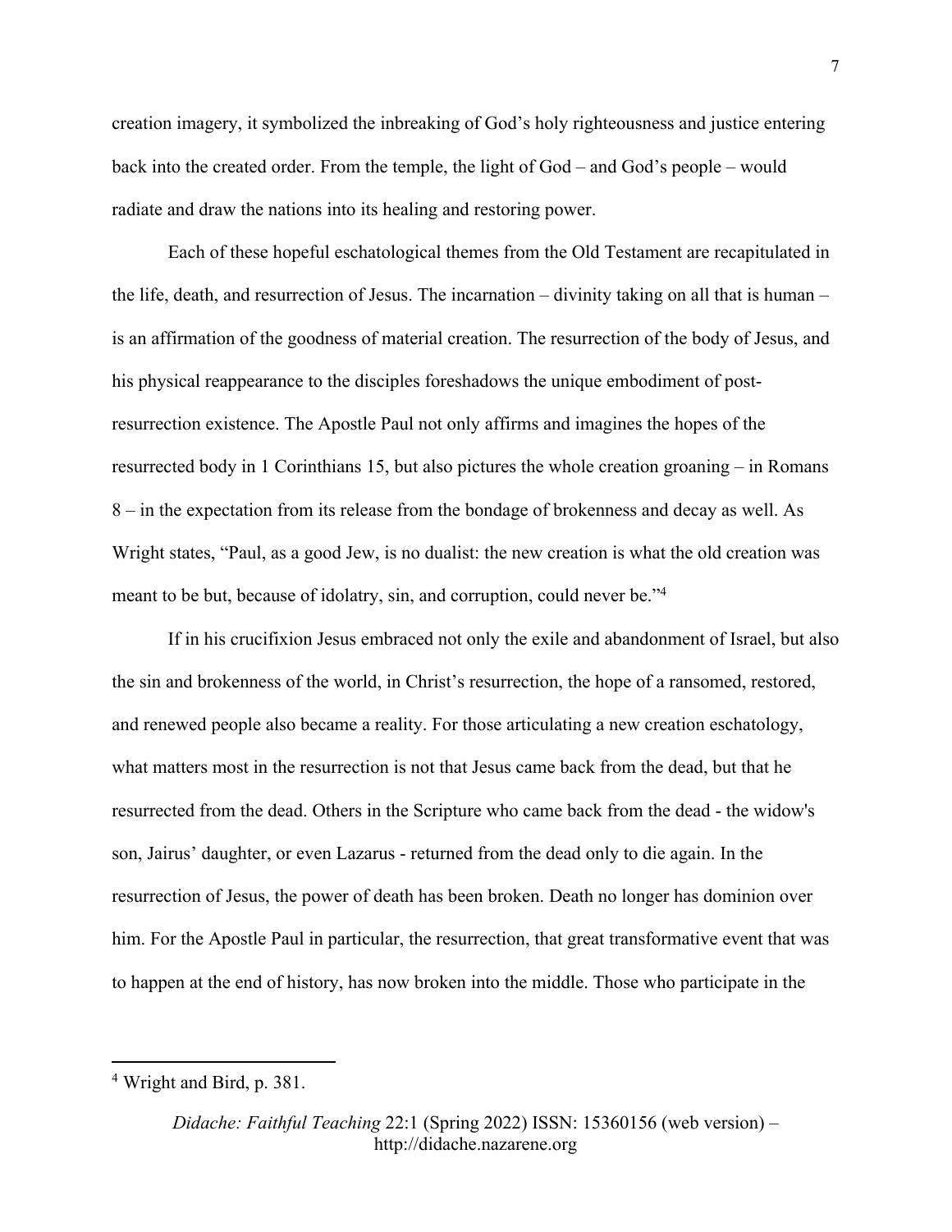creation imagery, it symbolized the inbreaking of God's holy righteousness and justice entering back into the created order. From the temple, the light of God – and God's people – would radiate and draw the nations into its healing and restoring power.

Each of these hopeful eschatological themes from the Old Testament are recapitulated in the life, death, and resurrection of Jesus. The incarnation – divinity taking on all that is human – is an affirmation of the goodness of material creation. The resurrection of the body of Jesus, and his physical reappearance to the disciples foreshadows the unique embodiment of post-resurrection existence. The Apostle Paul not only affirms and imagines the hopes of the resurrected body in 1 Corinthians 15, but also pictures the whole creation groaning – in Romans 8 – in the expectation from its release from the bondage of brokenness and decay as well. As Wright states, "Paul, as a good Jew, is no dualist: the new creation is what the old creation was meant to be but, because of idolatry, sin, and corruption, could never be."[4]

If in his crucifixion Jesus embraced not only the exile and abandonment of Israel, but also the sin and brokenness of the world, in Christ's resurrection, the hope of a ransomed, restored, and renewed people also became a reality. For those articulating a new creation eschatology, what matters most in the resurrection is not that Jesus came back from the dead, but that he resurrected from the dead. Others in the Scripture who came back from the dead - the widow's son, Jairus' daughter, or even Lazarus - returned from the dead only to die again. In the resurrection of Jesus, the power of death has been broken. Death no longer has dominion over him. For the Apostle Paul in particular, the resurrection, that great transformative event that was to happen at the end of history, has now broken into the middle. Those who participate in the

---

[4] Wright and Bird, p. 381.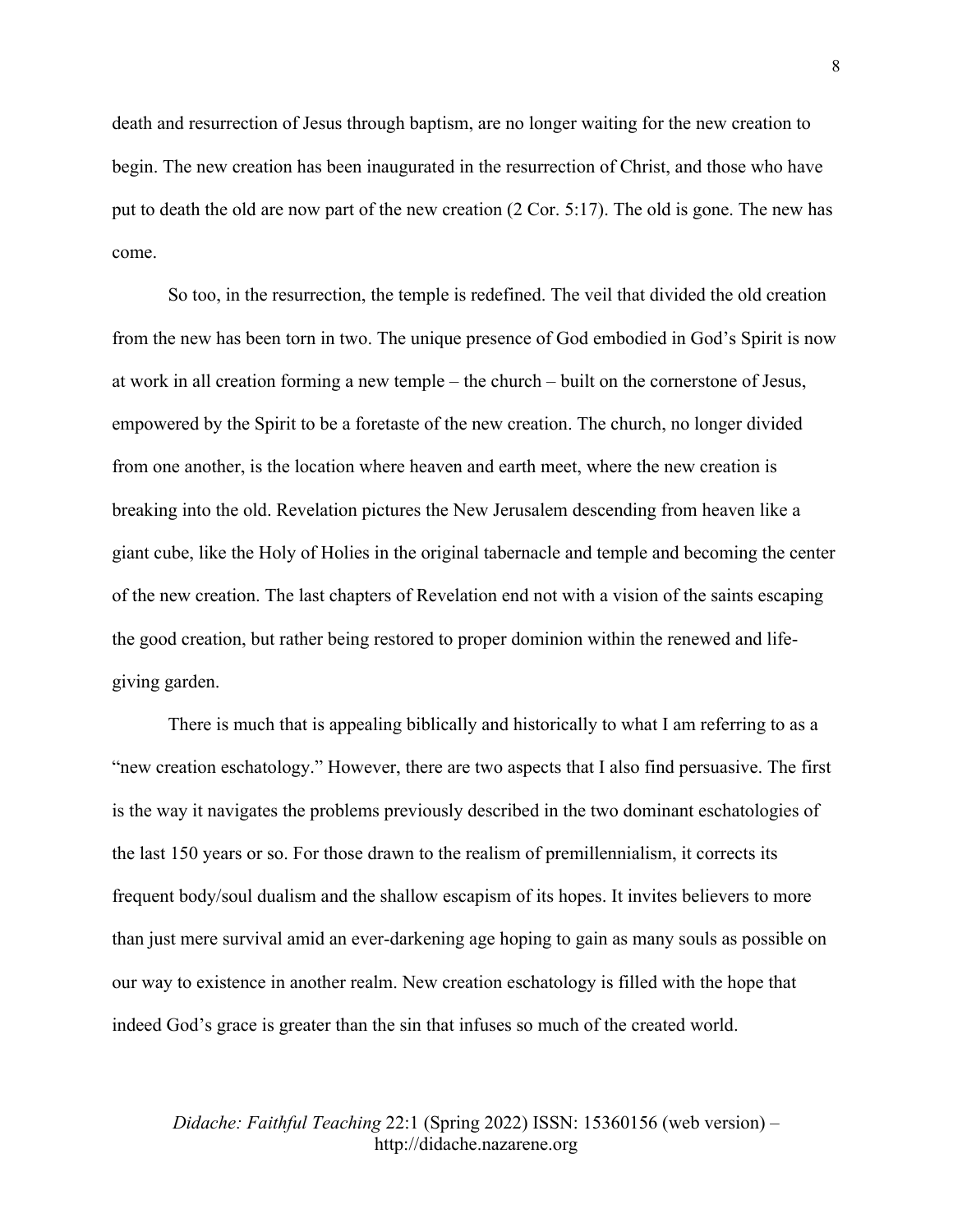death and resurrection of Jesus through baptism, are no longer waiting for the new creation to begin. The new creation has been inaugurated in the resurrection of Christ, and those who have put to death the old are now part of the new creation (2 Cor. 5:17). The old is gone. The new has come.

So too, in the resurrection, the temple is redefined. The veil that divided the old creation from the new has been torn in two. The unique presence of God embodied in God's Spirit is now at work in all creation forming a new temple – the church – built on the cornerstone of Jesus, empowered by the Spirit to be a foretaste of the new creation. The church, no longer divided from one another, is the location where heaven and earth meet, where the new creation is breaking into the old. Revelation pictures the New Jerusalem descending from heaven like a giant cube, like the Holy of Holies in the original tabernacle and temple and becoming the center of the new creation. The last chapters of Revelation end not with a vision of the saints escaping the good creation, but rather being restored to proper dominion within the renewed and life-giving garden.

There is much that is appealing biblically and historically to what I am referring to as a "new creation eschatology." However, there are two aspects that I also find persuasive. The first is the way it navigates the problems previously described in the two dominant eschatologies of the last 150 years or so. For those drawn to the realism of premillennialism, it corrects its frequent body/soul dualism and the shallow escapism of its hopes. It invites believers to more than just mere survival amid an ever-darkening age hoping to gain as many souls as possible on our way to existence in another realm. New creation eschatology is filled with the hope that indeed God's grace is greater than the sin that infuses so much of the created world.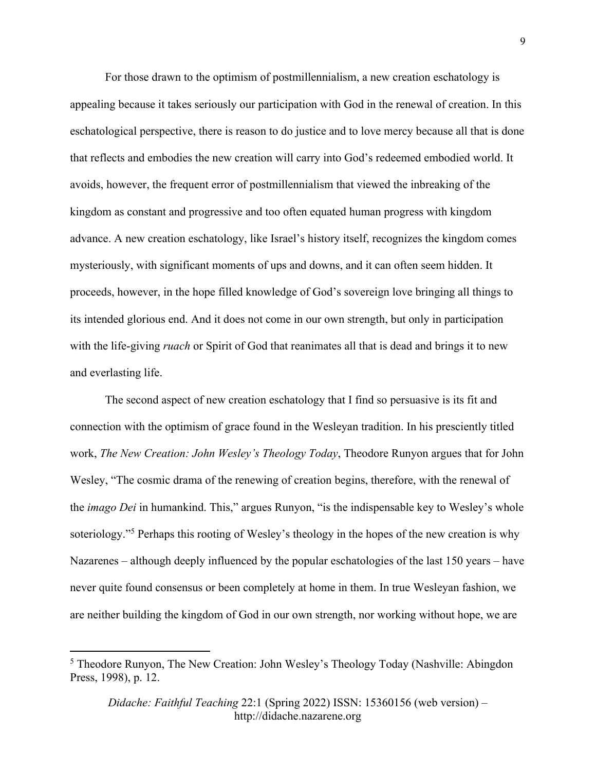For those drawn to the optimism of postmillennialism, a new creation eschatology is appealing because it takes seriously our participation with God in the renewal of creation. In this eschatological perspective, there is reason to do justice and to love mercy because all that is done that reflects and embodies the new creation will carry into God's redeemed embodied world. It avoids, however, the frequent error of postmillennialism that viewed the inbreaking of the kingdom as constant and progressive and too often equated human progress with kingdom advance. A new creation eschatology, like Israel's history itself, recognizes the kingdom comes mysteriously, with significant moments of ups and downs, and it can often seem hidden. It proceeds, however, in the hope filled knowledge of God's sovereign love bringing all things to its intended glorious end. And it does not come in our own strength, but only in participation with the life-giving *ruach* or Spirit of God that reanimates all that is dead and brings it to new and everlasting life.

The second aspect of new creation eschatology that I find so persuasive is its fit and connection with the optimism of grace found in the Wesleyan tradition. In his presciently titled work, *The New Creation: John Wesley's Theology Today*, Theodore Runyon argues that for John Wesley, "The cosmic drama of the renewing of creation begins, therefore, with the renewal of the *imago Dei* in humankind. This," argues Runyon, "is the indispensable key to Wesley's whole soteriology."[5] Perhaps this rooting of Wesley's theology in the hopes of the new creation is why Nazarenes – although deeply influenced by the popular eschatologies of the last 150 years – have never quite found consensus or been completely at home in them. In true Wesleyan fashion, we are neither building the kingdom of God in our own strength, nor working without hope, we are

[5] Theodore Runyon, The New Creation: John Wesley's Theology Today (Nashville: Abingdon Press, 1998), p. 12.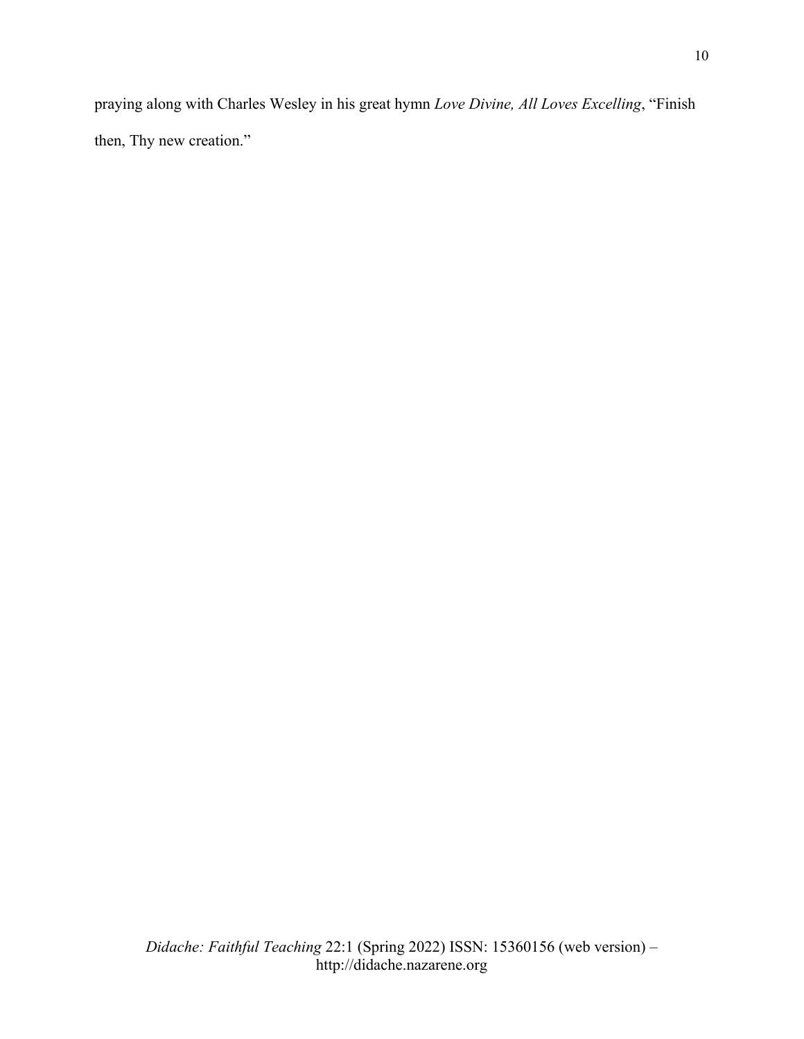praying along with Charles Wesley in his great hymn *Love Divine, All Loves Excelling*, "Finish then, Thy new creation."